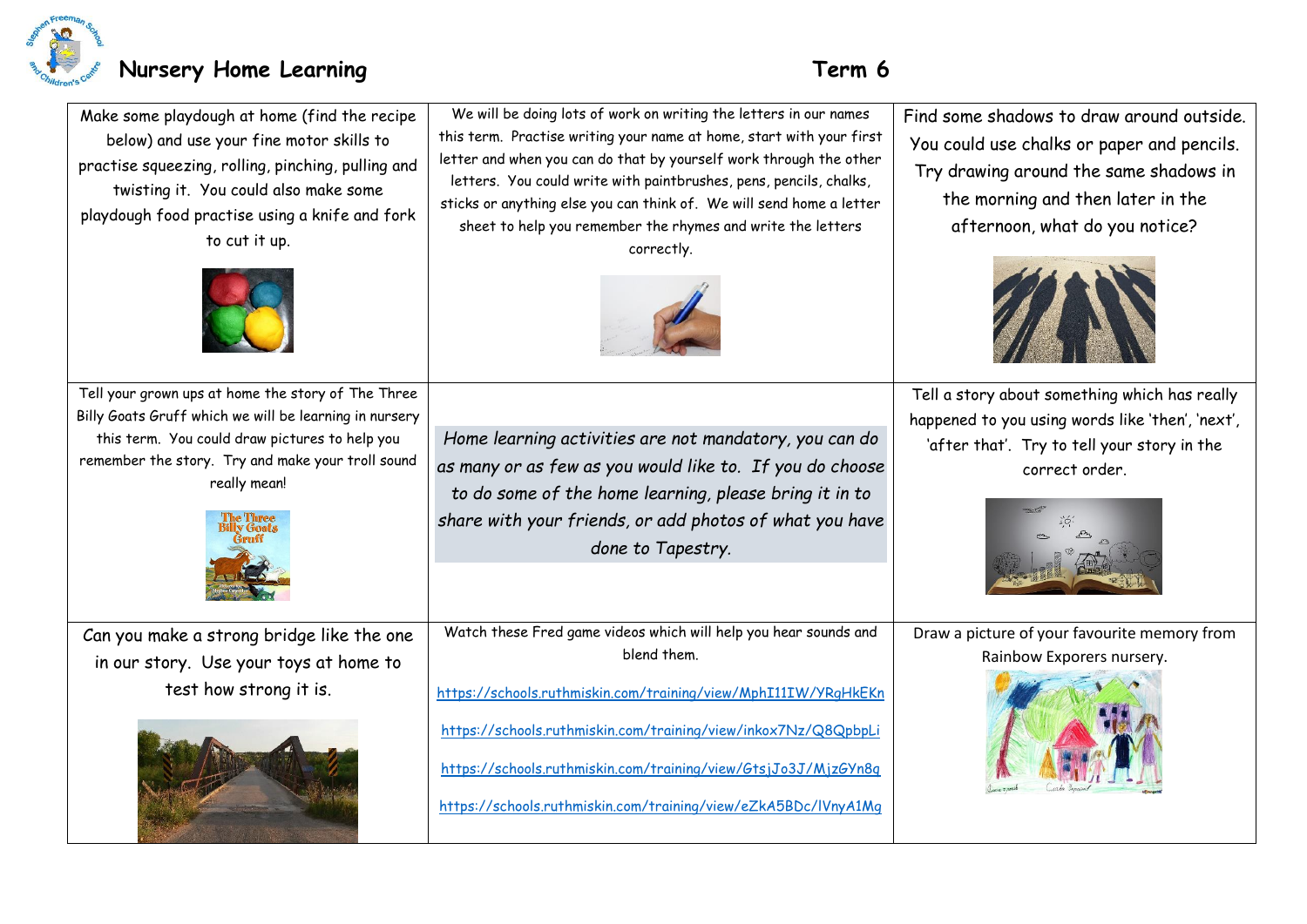# Nursery Home Learning

## Term 6

| | | |
|---|---|---|
| Make some playdough at home (find the recipe below) and use your fine motor skills to practise squeezing, rolling, pinching, pulling and twisting it. You could also make some playdough food practise using a knife and fork to cut it up. | We will be doing lots of work on writing the letters in our names this term. Practise writing your name at home, start with your first letter and when you can do that by yourself work through the other letters. You could write with paintbrushes, pens, pencils, chalks, sticks or anything else you can think of. We will send home a letter sheet to help you remember the rhymes and write the letters correctly. | Find some shadows to draw around outside. You could use chalks or paper and pencils. Try drawing around the same shadows in the morning and then later in the afternoon, what do you notice? |
| Tell your grown ups at home the story of The Three Billy Goats Gruff which we will be learning in nursery this term. You could draw pictures to help you remember the story. Try and make your troll sound really mean! | *Home learning activities are not mandatory, you can do as many or as few as you would like to. If you do choose to do some of the home learning, please bring it in to share with your friends, or add photos of what you have done to Tapestry.* | Tell a story about something which has really happened to you using words like 'then', 'next', 'after that'. Try to tell your story in the correct order. |
| Can you make a strong bridge like the one in our story. Use your toys at home to test how strong it is. | Watch these Fred game videos which will help you hear sounds and blend them.<br><br>https://schools.ruthmiskin.com/training/view/MphI11IW/YRgHkEKn<br><br>https://schools.ruthmiskin.com/training/view/inkox7Nz/Q8QpbpLi<br><br>https://schools.ruthmiskin.com/training/view/GtsjJo3J/MjzGYn8q<br><br>https://schools.ruthmiskin.com/training/view/eZkA5BDc/lVnyA1Mg | Draw a picture of your favourite memory from Rainbow Exporers nursery. |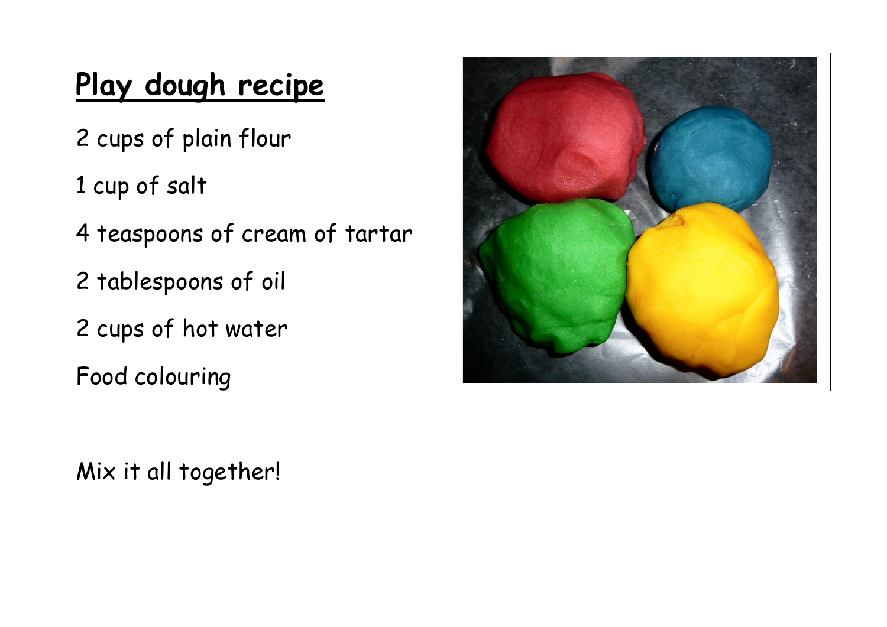# Play dough recipe

2 cups of plain flour

1 cup of salt

4 teaspoons of cream of tartar

2 tablespoons of oil

2 cups of hot water

Food colouring

Mix it all together!